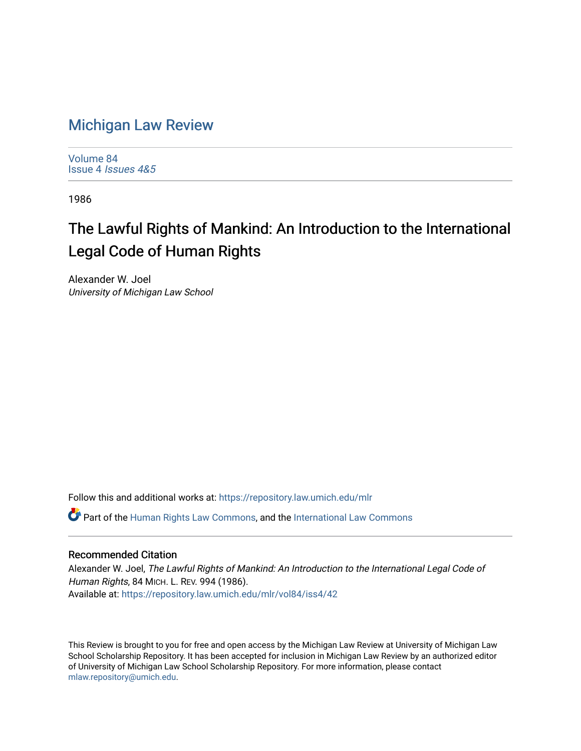# Michigan Law Review

Volume 84
Issue 4 *Issues 4&5*

1986

## The Lawful Rights of Mankind: An Introduction to the International Legal Code of Human Rights

Alexander W. Joel
*University of Michigan Law School*

Follow this and additional works at: https://repository.law.umich.edu/mlr

Part of the Human Rights Law Commons, and the International Law Commons

### Recommended Citation

Alexander W. Joel, *The Lawful Rights of Mankind: An Introduction to the International Legal Code of Human Rights*, 84 MICH. L. REV. 994 (1986).
Available at: https://repository.law.umich.edu/mlr/vol84/iss4/42

This Review is brought to you for free and open access by the Michigan Law Review at University of Michigan Law School Scholarship Repository. It has been accepted for inclusion in Michigan Law Review by an authorized editor of University of Michigan Law School Scholarship Repository. For more information, please contact mlaw.repository@umich.edu.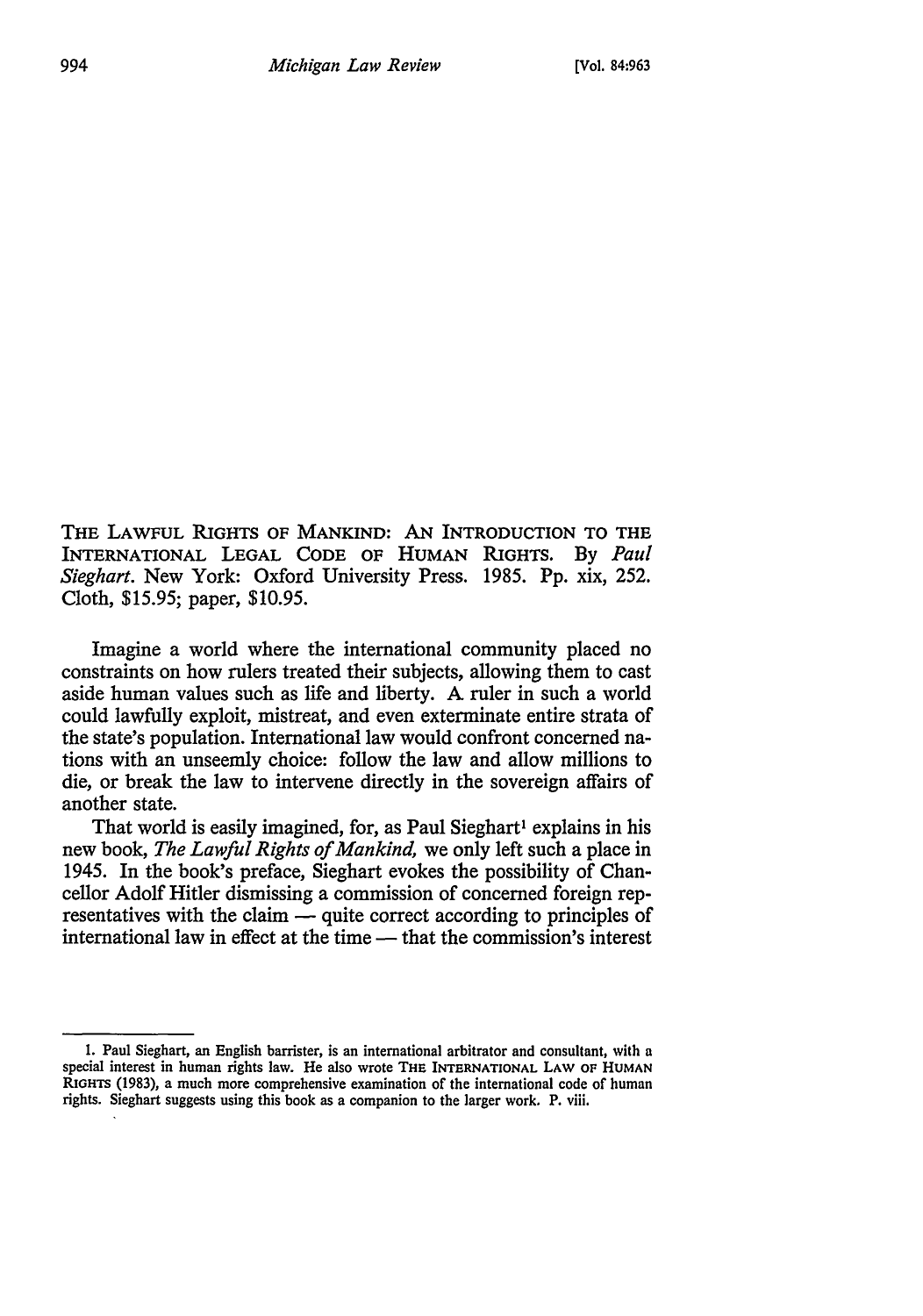THE LAWFUL RIGHTS OF MANKIND: AN INTRODUCTION TO THE INTERNATIONAL LEGAL CODE OF HUMAN RIGHTS. By *Paul Sieghart*. New York: Oxford University Press. 1985. Pp. xix, 252. Cloth, $15.95; paper, $10.95.

Imagine a world where the international community placed no constraints on how rulers treated their subjects, allowing them to cast aside human values such as life and liberty. A ruler in such a world could lawfully exploit, mistreat, and even exterminate entire strata of the state's population. International law would confront concerned nations with an unseemly choice: follow the law and allow millions to die, or break the law to intervene directly in the sovereign affairs of another state.

That world is easily imagined, for, as Paul Sieghart[1] explains in his new book, *The Lawful Rights of Mankind,* we only left such a place in 1945. In the book's preface, Sieghart evokes the possibility of Chancellor Adolf Hitler dismissing a commission of concerned foreign representatives with the claim — quite correct according to principles of international law in effect at the time — that the commission's interest

---

1. Paul Sieghart, an English barrister, is an international arbitrator and consultant, with a special interest in human rights law. He also wrote THE INTERNATIONAL LAW OF HUMAN RIGHTS (1983), a much more comprehensive examination of the international code of human rights. Sieghart suggests using this book as a companion to the larger work. P. viii.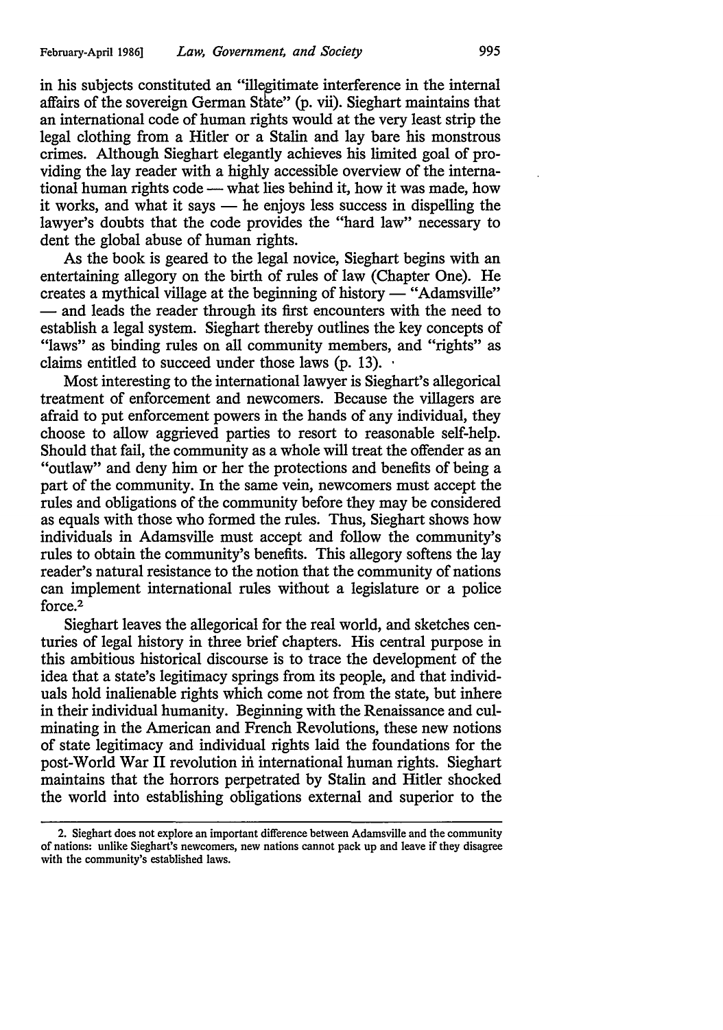in his subjects constituted an "illegitimate interference in the internal affairs of the sovereign German State" (p. vii). Sieghart maintains that an international code of human rights would at the very least strip the legal clothing from a Hitler or a Stalin and lay bare his monstrous crimes. Although Sieghart elegantly achieves his limited goal of providing the lay reader with a highly accessible overview of the international human rights code — what lies behind it, how it was made, how it works, and what it says — he enjoys less success in dispelling the lawyer's doubts that the code provides the "hard law" necessary to dent the global abuse of human rights.

As the book is geared to the legal novice, Sieghart begins with an entertaining allegory on the birth of rules of law (Chapter One). He creates a mythical village at the beginning of history — "Adamsville" — and leads the reader through its first encounters with the need to establish a legal system. Sieghart thereby outlines the key concepts of "laws" as binding rules on all community members, and "rights" as claims entitled to succeed under those laws (p. 13).

Most interesting to the international lawyer is Sieghart's allegorical treatment of enforcement and newcomers. Because the villagers are afraid to put enforcement powers in the hands of any individual, they choose to allow aggrieved parties to resort to reasonable self-help. Should that fail, the community as a whole will treat the offender as an "outlaw" and deny him or her the protections and benefits of being a part of the community. In the same vein, newcomers must accept the rules and obligations of the community before they may be considered as equals with those who formed the rules. Thus, Sieghart shows how individuals in Adamsville must accept and follow the community's rules to obtain the community's benefits. This allegory softens the lay reader's natural resistance to the notion that the community of nations can implement international rules without a legislature or a police force.[2]

Sieghart leaves the allegorical for the real world, and sketches centuries of legal history in three brief chapters. His central purpose in this ambitious historical discourse is to trace the development of the idea that a state's legitimacy springs from its people, and that individuals hold inalienable rights which come not from the state, but inhere in their individual humanity. Beginning with the Renaissance and culminating in the American and French Revolutions, these new notions of state legitimacy and individual rights laid the foundations for the post-World War II revolution in international human rights. Sieghart maintains that the horrors perpetrated by Stalin and Hitler shocked the world into establishing obligations external and superior to the

---

2. Sieghart does not explore an important difference between Adamsville and the community of nations: unlike Sieghart's newcomers, new nations cannot pack up and leave if they disagree with the community's established laws.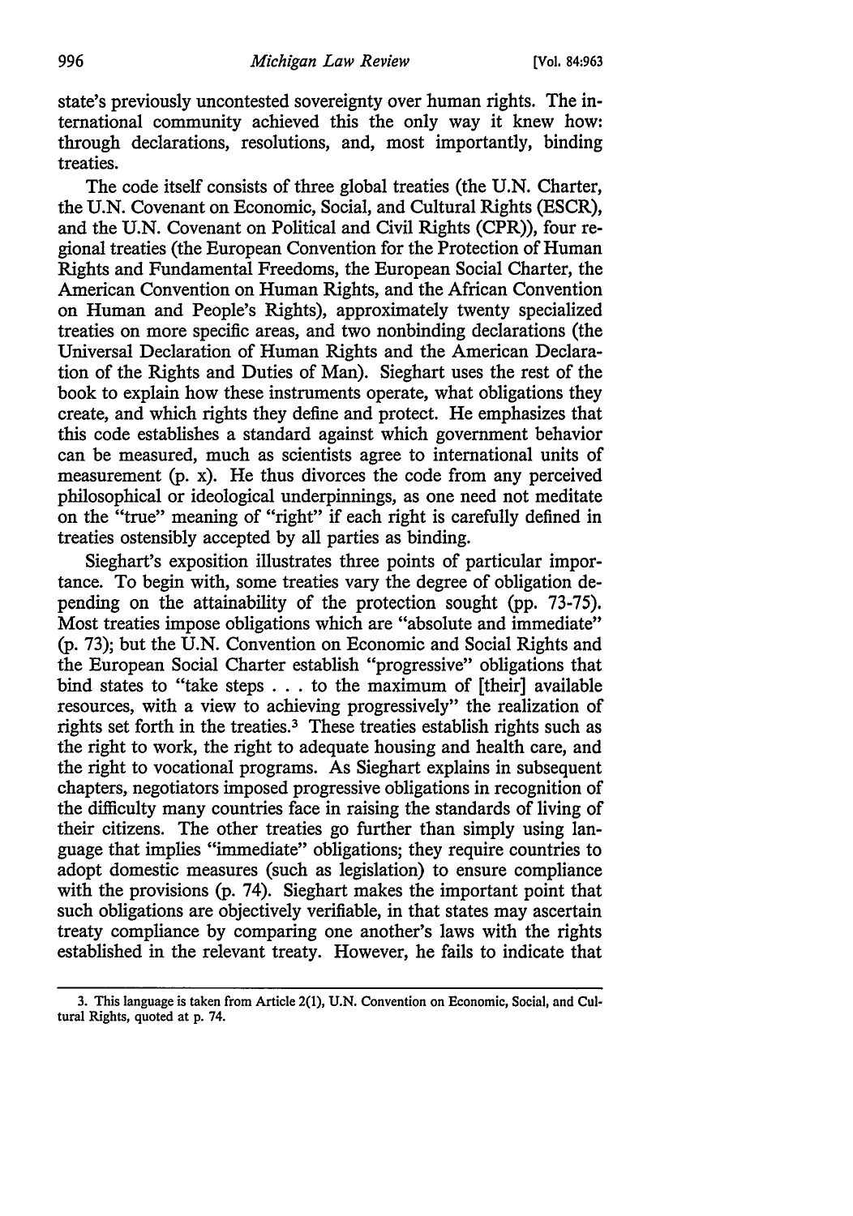state's previously uncontested sovereignty over human rights. The international community achieved this the only way it knew how: through declarations, resolutions, and, most importantly, binding treaties.

The code itself consists of three global treaties (the U.N. Charter, the U.N. Covenant on Economic, Social, and Cultural Rights (ESCR), and the U.N. Covenant on Political and Civil Rights (CPR)), four regional treaties (the European Convention for the Protection of Human Rights and Fundamental Freedoms, the European Social Charter, the American Convention on Human Rights, and the African Convention on Human and People's Rights), approximately twenty specialized treaties on more specific areas, and two nonbinding declarations (the Universal Declaration of Human Rights and the American Declaration of the Rights and Duties of Man). Sieghart uses the rest of the book to explain how these instruments operate, what obligations they create, and which rights they define and protect. He emphasizes that this code establishes a standard against which government behavior can be measured, much as scientists agree to international units of measurement (p. x). He thus divorces the code from any perceived philosophical or ideological underpinnings, as one need not meditate on the "true" meaning of "right" if each right is carefully defined in treaties ostensibly accepted by all parties as binding.

Sieghart's exposition illustrates three points of particular importance. To begin with, some treaties vary the degree of obligation depending on the attainability of the protection sought (pp. 73-75). Most treaties impose obligations which are "absolute and immediate" (p. 73); but the U.N. Convention on Economic and Social Rights and the European Social Charter establish "progressive" obligations that bind states to "take steps . . . to the maximum of [their] available resources, with a view to achieving progressively" the realization of rights set forth in the treaties.[3] These treaties establish rights such as the right to work, the right to adequate housing and health care, and the right to vocational programs. As Sieghart explains in subsequent chapters, negotiators imposed progressive obligations in recognition of the difficulty many countries face in raising the standards of living of their citizens. The other treaties go further than simply using language that implies "immediate" obligations; they require countries to adopt domestic measures (such as legislation) to ensure compliance with the provisions (p. 74). Sieghart makes the important point that such obligations are objectively verifiable, in that states may ascertain treaty compliance by comparing one another's laws with the rights established in the relevant treaty. However, he fails to indicate that

---

3. This language is taken from Article 2(1), U.N. Convention on Economic, Social, and Cultural Rights, quoted at p. 74.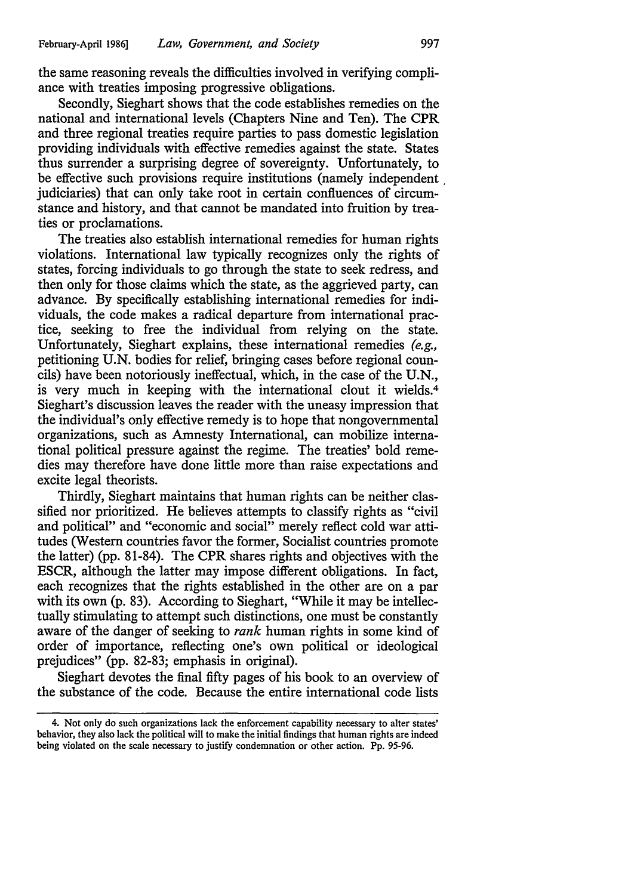the same reasoning reveals the difficulties involved in verifying compliance with treaties imposing progressive obligations.

Secondly, Sieghart shows that the code establishes remedies on the national and international levels (Chapters Nine and Ten). The CPR and three regional treaties require parties to pass domestic legislation providing individuals with effective remedies against the state. States thus surrender a surprising degree of sovereignty. Unfortunately, to be effective such provisions require institutions (namely independent judiciaries) that can only take root in certain confluences of circumstance and history, and that cannot be mandated into fruition by treaties or proclamations.

The treaties also establish international remedies for human rights violations. International law typically recognizes only the rights of states, forcing individuals to go through the state to seek redress, and then only for those claims which the state, as the aggrieved party, can advance. By specifically establishing international remedies for individuals, the code makes a radical departure from international practice, seeking to free the individual from relying on the state. Unfortunately, Sieghart explains, these international remedies (*e.g.*, petitioning U.N. bodies for relief, bringing cases before regional councils) have been notoriously ineffectual, which, in the case of the U.N., is very much in keeping with the international clout it wields.[4] Sieghart's discussion leaves the reader with the uneasy impression that the individual's only effective remedy is to hope that nongovernmental organizations, such as Amnesty International, can mobilize international political pressure against the regime. The treaties' bold remedies may therefore have done little more than raise expectations and excite legal theorists.

Thirdly, Sieghart maintains that human rights can be neither classified nor prioritized. He believes attempts to classify rights as "civil and political" and "economic and social" merely reflect cold war attitudes (Western countries favor the former, Socialist countries promote the latter) (pp. 81-84). The CPR shares rights and objectives with the ESCR, although the latter may impose different obligations. In fact, each recognizes that the rights established in the other are on a par with its own (p. 83). According to Sieghart, "While it may be intellectually stimulating to attempt such distinctions, one must be constantly aware of the danger of seeking to *rank* human rights in some kind of order of importance, reflecting one's own political or ideological prejudices" (pp. 82-83; emphasis in original).

Sieghart devotes the final fifty pages of his book to an overview of the substance of the code. Because the entire international code lists

---

4. Not only do such organizations lack the enforcement capability necessary to alter states' behavior, they also lack the political will to make the initial findings that human rights are indeed being violated on the scale necessary to justify condemnation or other action. Pp. 95-96.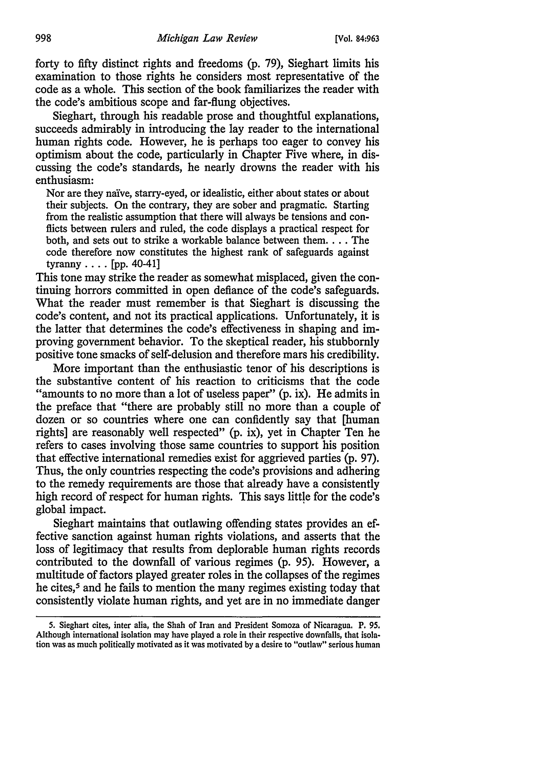forty to fifty distinct rights and freedoms (p. 79), Sieghart limits his examination to those rights he considers most representative of the code as a whole. This section of the book familiarizes the reader with the code's ambitious scope and far-flung objectives.

Sieghart, through his readable prose and thoughtful explanations, succeeds admirably in introducing the lay reader to the international human rights code. However, he is perhaps too eager to convey his optimism about the code, particularly in Chapter Five where, in discussing the code's standards, he nearly drowns the reader with his enthusiasm:

> Nor are they naïve, starry-eyed, or idealistic, either about states or about their subjects. On the contrary, they are sober and pragmatic. Starting from the realistic assumption that there will always be tensions and conflicts between rulers and ruled, the code displays a practical respect for both, and sets out to strike a workable balance between them. . . . The code therefore now constitutes the highest rank of safeguards against tyranny . . . . [pp. 40-41]

This tone may strike the reader as somewhat misplaced, given the continuing horrors committed in open defiance of the code's safeguards. What the reader must remember is that Sieghart is discussing the code's content, and not its practical applications. Unfortunately, it is the latter that determines the code's effectiveness in shaping and improving government behavior. To the skeptical reader, his stubbornly positive tone smacks of self-delusion and therefore mars his credibility.

More important than the enthusiastic tenor of his descriptions is the substantive content of his reaction to criticisms that the code "amounts to no more than a lot of useless paper" (p. ix). He admits in the preface that "there are probably still no more than a couple of dozen or so countries where one can confidently say that [human rights] are reasonably well respected" (p. ix), yet in Chapter Ten he refers to cases involving those same countries to support his position that effective international remedies exist for aggrieved parties (p. 97). Thus, the only countries respecting the code's provisions and adhering to the remedy requirements are those that already have a consistently high record of respect for human rights. This says little for the code's global impact.

Sieghart maintains that outlawing offending states provides an effective sanction against human rights violations, and asserts that the loss of legitimacy that results from deplorable human rights records contributed to the downfall of various regimes (p. 95). However, a multitude of factors played greater roles in the collapses of the regimes he cites,[5] and he fails to mention the many regimes existing today that consistently violate human rights, and yet are in no immediate danger

---

5. Sieghart cites, inter alia, the Shah of Iran and President Somoza of Nicaragua. P. 95. Although international isolation may have played a role in their respective downfalls, that isolation was as much politically motivated as it was motivated by a desire to "outlaw" serious human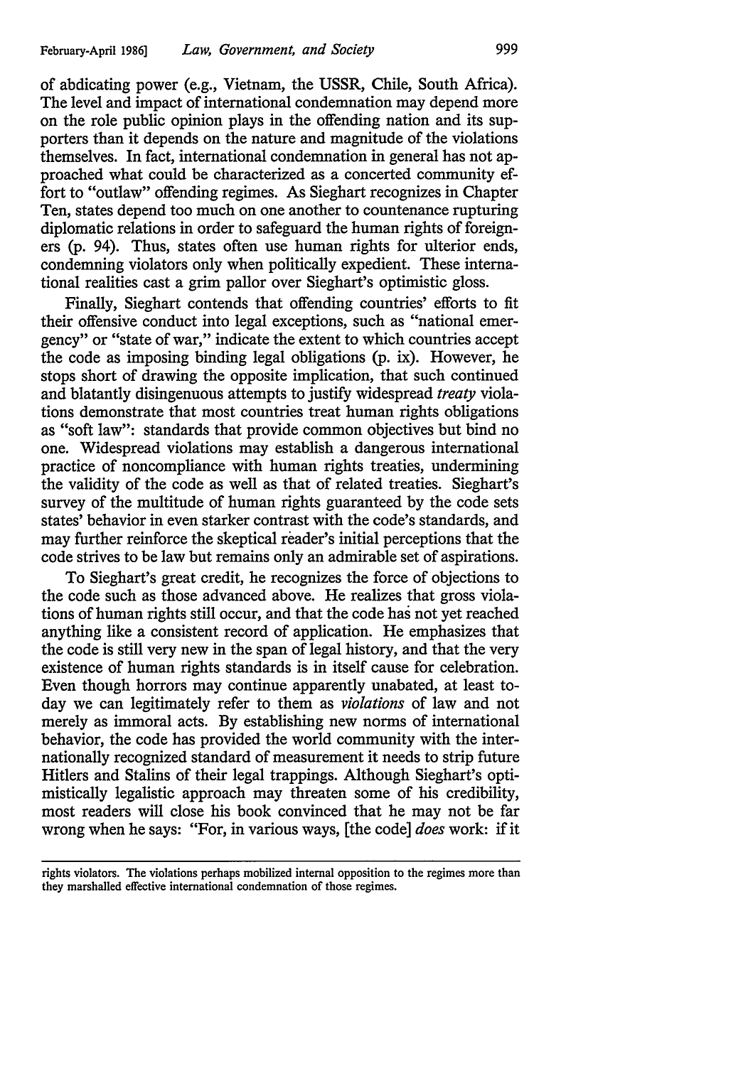of abdicating power (e.g., Vietnam, the USSR, Chile, South Africa). The level and impact of international condemnation may depend more on the role public opinion plays in the offending nation and its supporters than it depends on the nature and magnitude of the violations themselves. In fact, international condemnation in general has not approached what could be characterized as a concerted community effort to "outlaw" offending regimes. As Sieghart recognizes in Chapter Ten, states depend too much on one another to countenance rupturing diplomatic relations in order to safeguard the human rights of foreigners (p. 94). Thus, states often use human rights for ulterior ends, condemning violators only when politically expedient. These international realities cast a grim pallor over Sieghart's optimistic gloss.

Finally, Sieghart contends that offending countries' efforts to fit their offensive conduct into legal exceptions, such as "national emergency" or "state of war," indicate the extent to which countries accept the code as imposing binding legal obligations (p. ix). However, he stops short of drawing the opposite implication, that such continued and blatantly disingenuous attempts to justify widespread *treaty* violations demonstrate that most countries treat human rights obligations as "soft law": standards that provide common objectives but bind no one. Widespread violations may establish a dangerous international practice of noncompliance with human rights treaties, undermining the validity of the code as well as that of related treaties. Sieghart's survey of the multitude of human rights guaranteed by the code sets states' behavior in even starker contrast with the code's standards, and may further reinforce the skeptical reader's initial perceptions that the code strives to be law but remains only an admirable set of aspirations.

To Sieghart's great credit, he recognizes the force of objections to the code such as those advanced above. He realizes that gross violations of human rights still occur, and that the code has not yet reached anything like a consistent record of application. He emphasizes that the code is still very new in the span of legal history, and that the very existence of human rights standards is in itself cause for celebration. Even though horrors may continue apparently unabated, at least today we can legitimately refer to them as *violations* of law and not merely as immoral acts. By establishing new norms of international behavior, the code has provided the world community with the internationally recognized standard of measurement it needs to strip future Hitlers and Stalins of their legal trappings. Although Sieghart's optimistically legalistic approach may threaten some of his credibility, most readers will close his book convinced that he may not be far wrong when he says: "For, in various ways, [the code] *does* work: if it

---

rights violators. The violations perhaps mobilized internal opposition to the regimes more than they marshalled effective international condemnation of those regimes.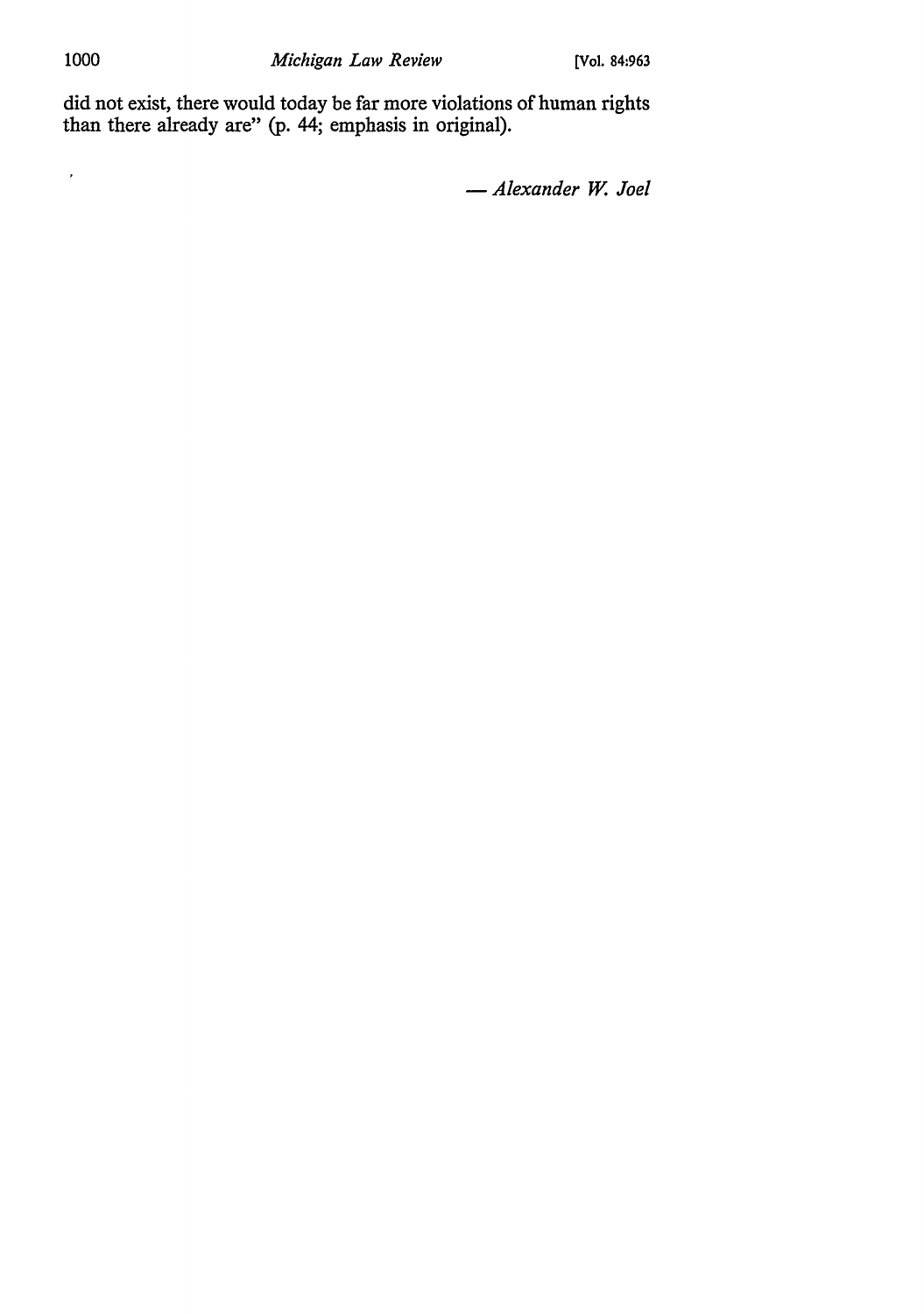did not exist, there would today be far more violations of human rights than there already are" (p. 44; emphasis in original).

— *Alexander W. Joel*